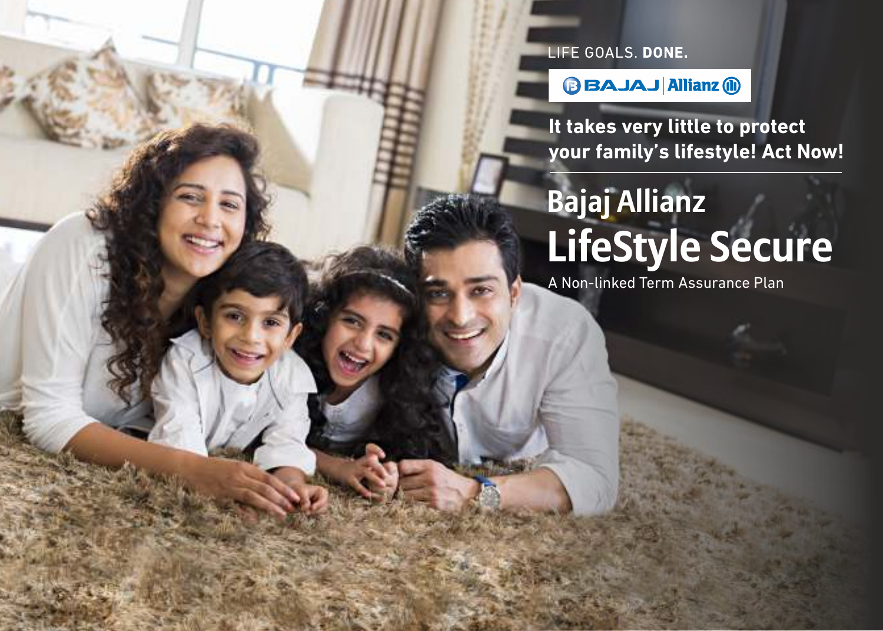LIFE GOALS. **DONE.**

BAJAJ | Allianz

**It takes very little to protect your family's lifestyle! Act Now!**

# Bajaj Allianz LifeStyle Secure

A Non-linked Term Assurance Plan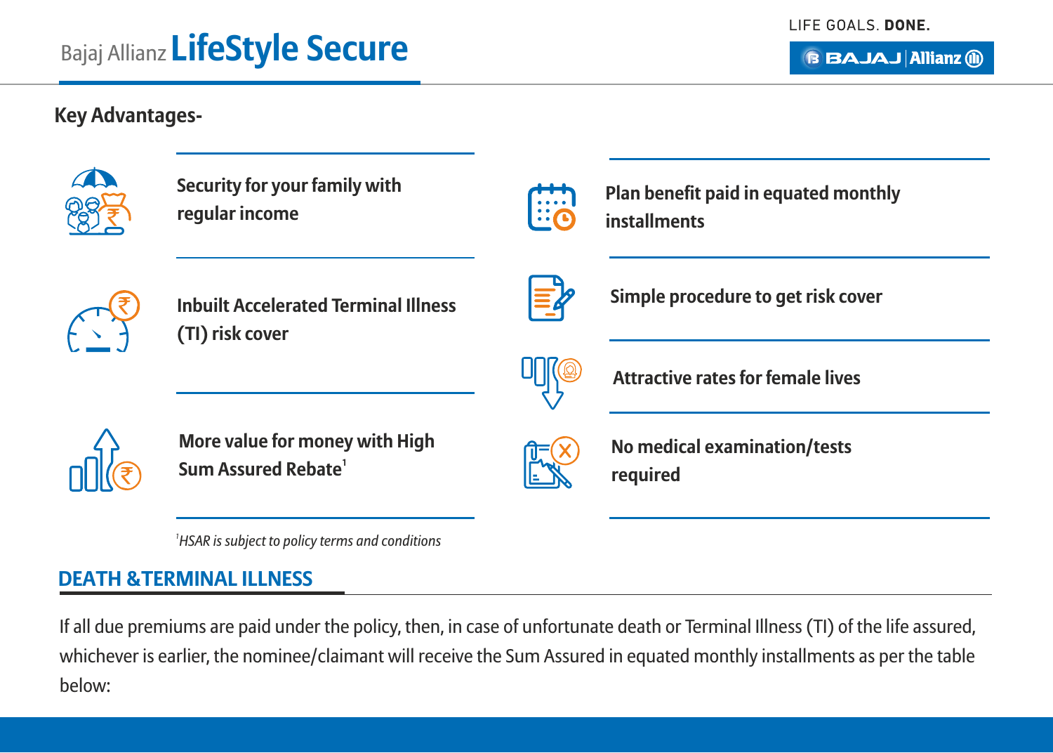Bajaj Allianz **LifeStyle Secure**

## Key Advantages-

- **Security for your family with regular income**
- **Inbuilt Accelerated Terminal Illness (TI) risk cover**
- **More value for money with High Sum Assured Rebate[1]**
- **Plan benefit paid in equated monthly installments**
- **Simple procedure to get risk cover**
- **Attractive rates for female lives**
- **No medical examination/tests required**

*[1]HSAR is subject to policy terms and conditions*

## DEATH & TERMINAL ILLNESS

If all due premiums are paid under the policy, then, in case of unfortunate death or Terminal Illness (TI) of the life assured, whichever is earlier, the nominee/claimant will receive the Sum Assured in equated monthly installments as per the table below: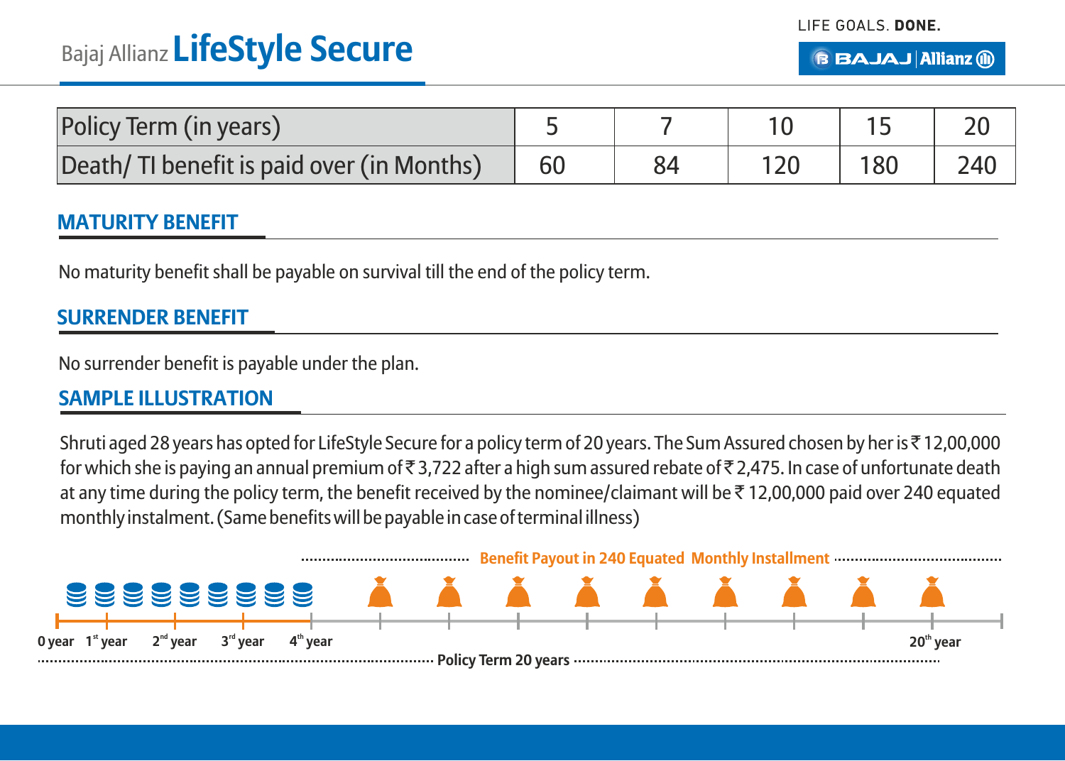| Policy Term (in years) | 5 | 7 | 10 | 15 | 20 |
|---|---|---|---|---|---|
| Death/ TI benefit is paid over (in Months) | 60 | 84 | 120 | 180 | 240 |

## MATURITY BENEFIT

No maturity benefit shall be payable on survival till the end of the policy term.

## SURRENDER BENEFIT

No surrender benefit is payable under the plan.

## SAMPLE ILLUSTRATION

Shruti aged 28 years has opted for LifeStyle Secure for a policy term of 20 years. The Sum Assured chosen by her is ₹ 12,00,000 for which she is paying an annual premium of ₹ 3,722 after a high sum assured rebate of ₹ 2,475. In case of unfortunate death at any time during the policy term, the benefit received by the nominee/claimant will be ₹ 12,00,000 paid over 240 equated monthly instalment. (Same benefits will be payable in case of terminal illness)

Benefit Payout in 240 Equated Monthly Installment

0 year 1st year 2nd year 3rd year 4th year 20th year

Policy Term 20 years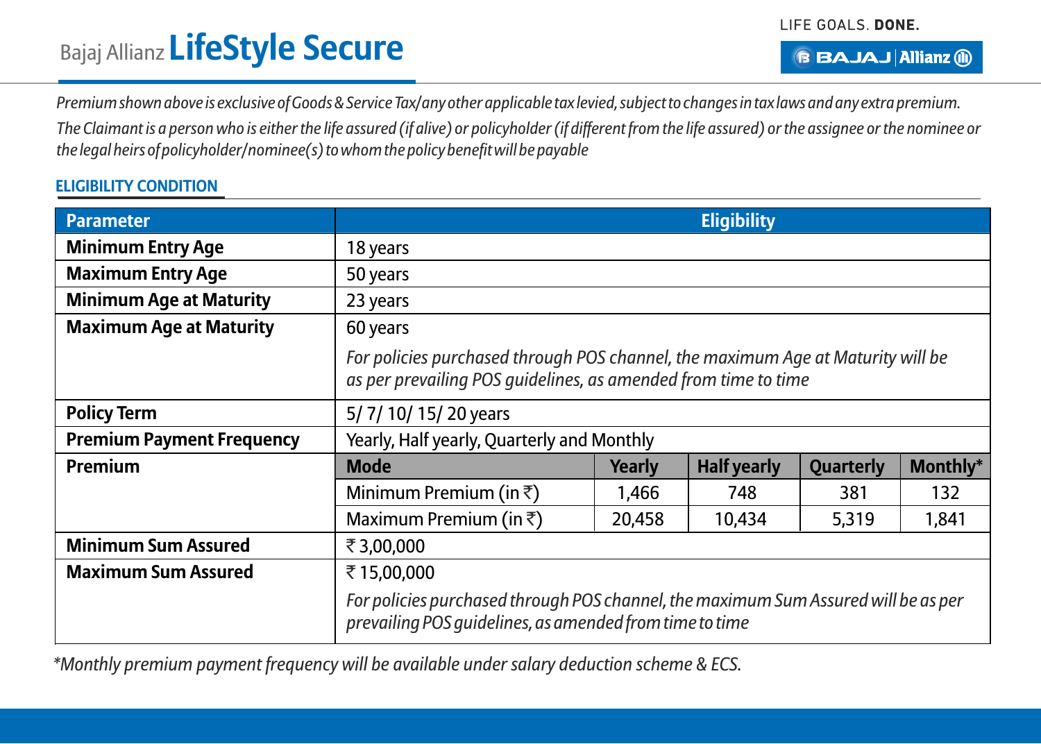*Premium shown above is exclusive of Goods & Service Tax/any other applicable tax levied, subject to changes in tax laws and any extra premium.*

*The Claimant is a person who is either the life assured (if alive) or policyholder (if different from the life assured) or the assignee or the nominee or the legal heirs of policyholder/nominee(s) to whom the policy benefit will be payable*

## ELIGIBILITY CONDITION

| Parameter | Eligibility | | | | |
|---|---|---|---|---|---|
| **Minimum Entry Age** | 18 years | | | | |
| **Maximum Entry Age** | 50 years | | | | |
| **Minimum Age at Maturity** | 23 years | | | | |
| **Maximum Age at Maturity** | 60 years<br>*For policies purchased through POS channel, the maximum Age at Maturity will be as per prevailing POS guidelines, as amended from time to time* | | | | |
| **Policy Term** | 5/ 7/ 10/ 15/ 20 years | | | | |
| **Premium Payment Frequency** | Yearly, Half yearly, Quarterly and Monthly | | | | |
| **Premium** | **Mode** | **Yearly** | **Half yearly** | **Quarterly** | **Monthly*** |
| | Minimum Premium (in ₹) | 1,466 | 748 | 381 | 132 |
| | Maximum Premium (in ₹) | 20,458 | 10,434 | 5,319 | 1,841 |
| **Minimum Sum Assured** | ₹ 3,00,000 | | | | |
| **Maximum Sum Assured** | ₹ 15,00,000<br>*For policies purchased through POS channel, the maximum Sum Assured will be as per prevailing POS guidelines, as amended from time to time* | | | | |

*\*Monthly premium payment frequency will be available under salary deduction scheme & ECS.*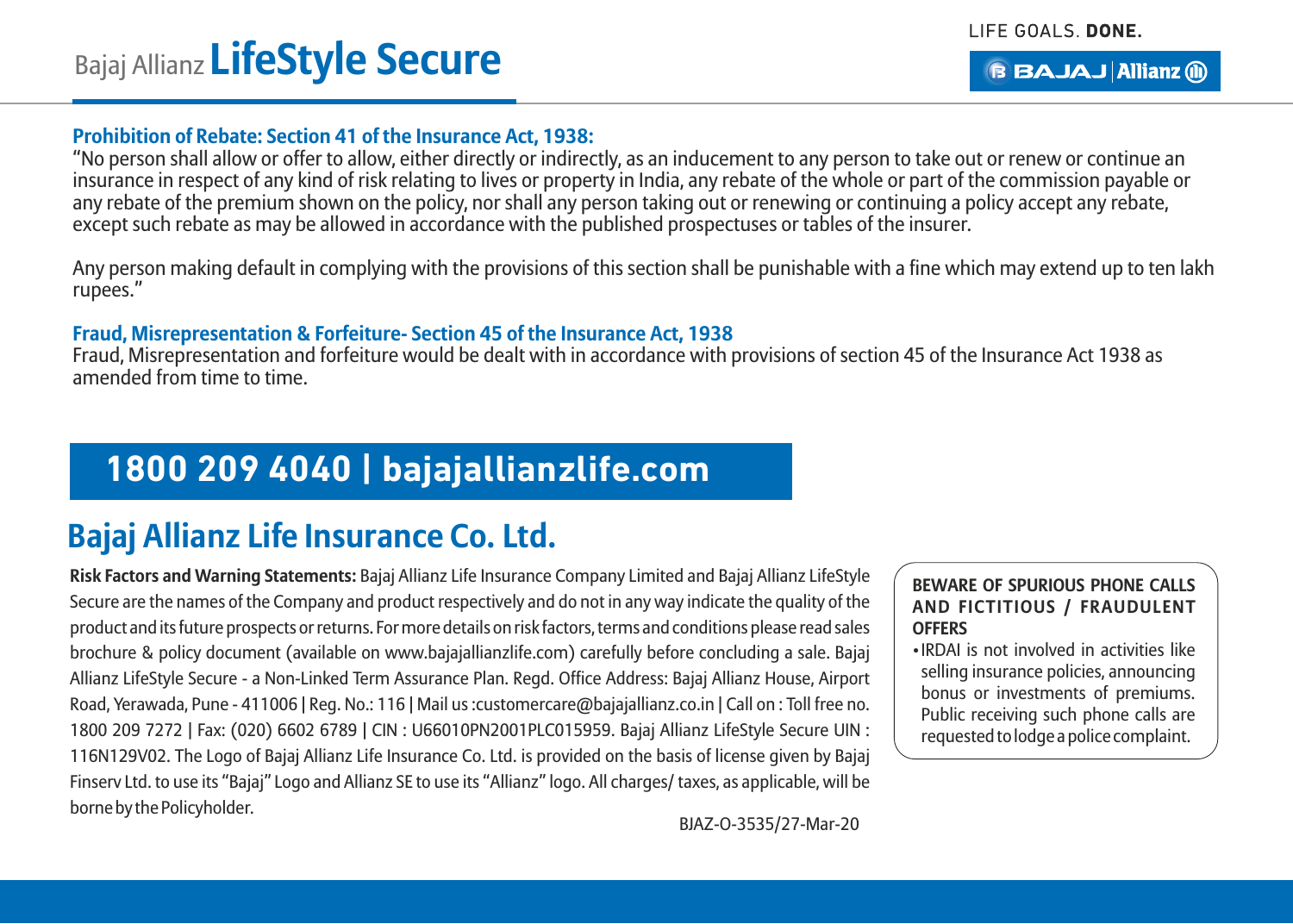### Prohibition of Rebate: Section 41 of the Insurance Act, 1938:

"No person shall allow or offer to allow, either directly or indirectly, as an inducement to any person to take out or renew or continue an insurance in respect of any kind of risk relating to lives or property in India, any rebate of the whole or part of the commission payable or any rebate of the premium shown on the policy, nor shall any person taking out or renewing or continuing a policy accept any rebate, except such rebate as may be allowed in accordance with the published prospectuses or tables of the insurer.

Any person making default in complying with the provisions of this section shall be punishable with a fine which may extend up to ten lakh rupees."

### Fraud, Misrepresentation & Forfeiture- Section 45 of the Insurance Act, 1938

Fraud, Misrepresentation and forfeiture would be dealt with in accordance with provisions of section 45 of the Insurance Act 1938 as amended from time to time.

## 1800 209 4040 | bajajallianzlife.com

## Bajaj Allianz Life Insurance Co. Ltd.

**Risk Factors and Warning Statements:** Bajaj Allianz Life Insurance Company Limited and Bajaj Allianz LifeStyle Secure are the names of the Company and product respectively and do not in any way indicate the quality of the product and its future prospects or returns. For more details on risk factors, terms and conditions please read sales brochure & policy document (available on www.bajajallianzlife.com) carefully before concluding a sale. Bajaj Allianz LifeStyle Secure - a Non-Linked Term Assurance Plan. Regd. Office Address: Bajaj Allianz House, Airport Road, Yerawada, Pune - 411006 | Reg. No.: 116 | Mail us :customercare@bajajallianz.co.in | Call on : Toll free no. 1800 209 7272 | Fax: (020) 6602 6789 | CIN : U66010PN2001PLC015959. Bajaj Allianz LifeStyle Secure UIN : 116N129V02. The Logo of Bajaj Allianz Life Insurance Co. Ltd. is provided on the basis of license given by Bajaj Finserv Ltd. to use its "Bajaj" Logo and Allianz SE to use its "Allianz" logo. All charges/ taxes, as applicable, will be borne by the Policyholder.

BJAZ-O-3535/27-Mar-20

**BEWARE OF SPURIOUS PHONE CALLS AND FICTITIOUS / FRAUDULENT OFFERS**

- IRDAI is not involved in activities like selling insurance policies, announcing bonus or investments of premiums. Public receiving such phone calls are requested to lodge a police complaint.